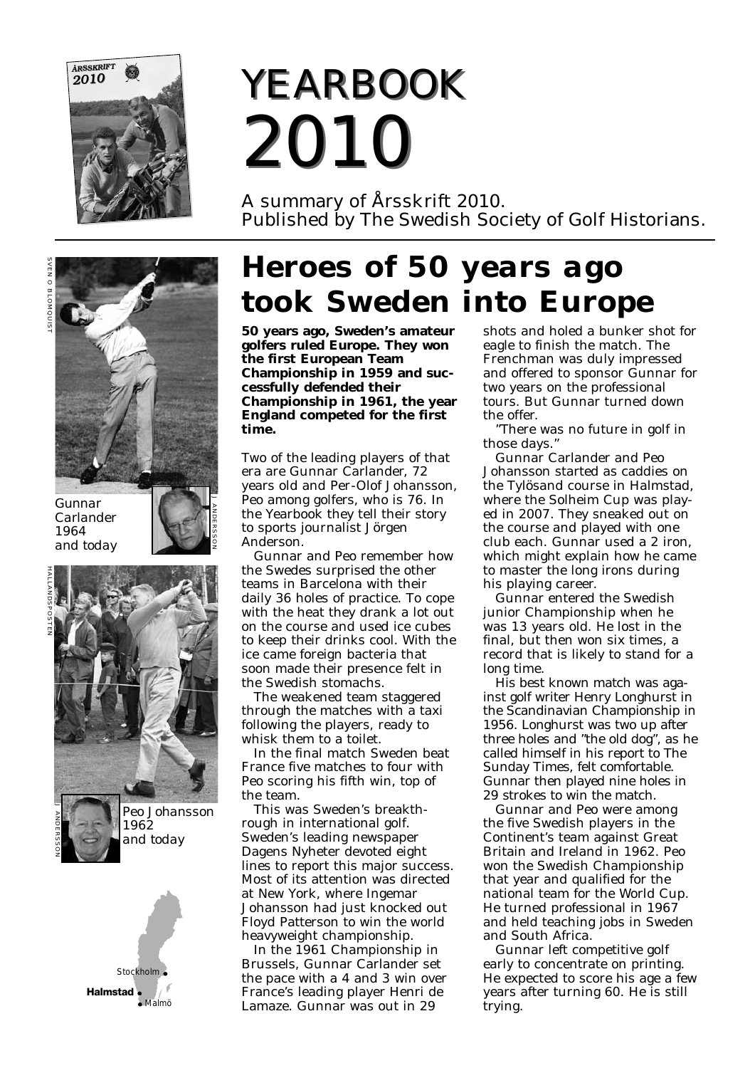# YEARBOOK 2010

A summary of Årsskrift 2010. Published by The Swedish Society of Golf Historians.

Gunnar Carlander 1964 and today

Peo Johansson 1962 and today

## Heroes of 50 years ago took Sweden into Europe

**50 years ago, Sweden's amateur golfers ruled Europe. They won the first European Team Championship in 1959 and successfully defended their Championship in 1961, the year England competed for the first time.**

Two of the leading players of that era are Gunnar Carlander, 72 years old and Per-Olof Johansson, Peo among golfers, who is 76. In the Yearbook they tell their story to sports journalist Jörgen Anderson.

Gunnar and Peo remember how the Swedes surprised the other teams in Barcelona with their daily 36 holes of practice. To cope with the heat they drank a lot out on the course and used ice cubes to keep their drinks cool. With the ice came foreign bacteria that soon made their presence felt in the Swedish stomachs.

The weakened team staggered through the matches with a taxi following the players, ready to whisk them to a toilet.

In the final match Sweden beat France five matches to four with Peo scoring his fifth win, top of the team.

This was Sweden's breakthrough in international golf. Sweden's leading newspaper Dagens Nyheter devoted eight lines to report this major success. Most of its attention was directed at New York, where Ingemar Johansson had just knocked out Floyd Patterson to win the world heavyweight championship.

In the 1961 Championship in Brussels, Gunnar Carlander set the pace with a 4 and 3 win over France's leading player Henri de Lamaze. Gunnar was out in 29 shots and holed a bunker shot for eagle to finish the match. The Frenchman was duly impressed and offered to sponsor Gunnar for two years on the professional tours. But Gunnar turned down the offer.

"There was no future in golf in those days."

Gunnar Carlander and Peo Johansson started as caddies on the Tylösand course in Halmstad, where the Solheim Cup was played in 2007. They sneaked out on the course and played with one club each. Gunnar used a 2 iron, which might explain how he came to master the long irons during his playing career.

Gunnar entered the Swedish junior Championship when he was 13 years old. He lost in the final, but then won six times, a record that is likely to stand for a long time.

His best known match was against golf writer Henry Longhurst in the Scandinavian Championship in 1956. Longhurst was two up after three holes and "the old dog", as he called himself in his report to The Sunday Times, felt comfortable. Gunnar then played nine holes in 29 strokes to win the match.

Gunnar and Peo were among the five Swedish players in the Continent's team against Great Britain and Ireland in 1962. Peo won the Swedish Championship that year and qualified for the national team for the World Cup. He turned professional in 1967 and held teaching jobs in Sweden and South Africa.

Gunnar left competitive golf early to concentrate on printing. He expected to score his age a few years after turning 60. He is still trying.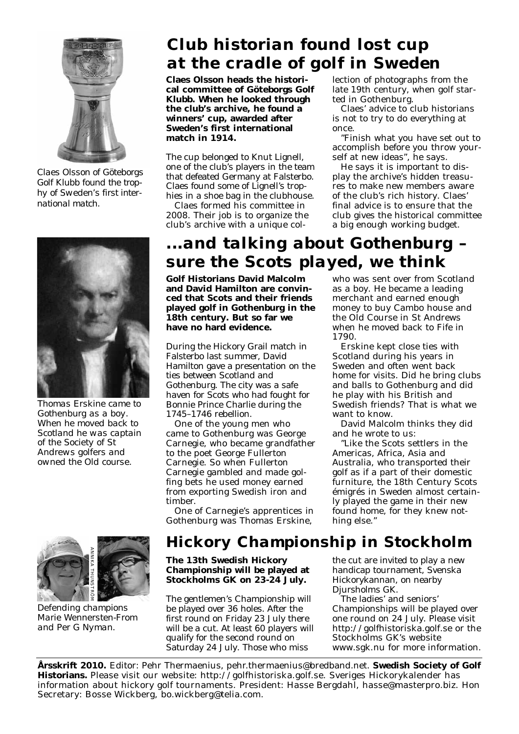## Club historian found lost cup at the cradle of golf in Sweden

Claes Olsson of Göteborgs Golf Klubb found the trophy of Sweden's first international match.

**Claes Olsson heads the historical committee of Göteborgs Golf Klubb. When he looked through the club's archive, he found a winners' cup, awarded after Sweden's first international match in 1914.**

The cup belonged to Knut Lignell, one of the club's players in the team that defeated Germany at Falsterbo. Claes found some of Lignell's trophies in a shoe bag in the clubhouse.

Claes formed his committee in 2008. Their job is to organize the club's archive with a unique collection of photographs from the late 19th century, when golf started in Gothenburg.

Claes' advice to club historians is not to try to do everything at once.

"Finish what you have set out to accomplish before you throw yourself at new ideas", he says.

He says it is important to display the archive's hidden treasures to make new members aware of the club's rich history. Claes' final advice is to ensure that the club gives the historical committee a big enough working budget.

## ...and talking about Gothenburg – sure the Scots played, we think

Thomas Erskine came to Gothenburg as a boy. When he moved back to Scotland he was captain of the Society of St Andrews golfers and owned the Old course.

**Golf Historians David Malcolm and David Hamilton are convinced that Scots and their friends played golf in Gothenburg in the 18th century. But so far we have no hard evidence.**

During the Hickory Grail match in Falsterbo last summer, David Hamilton gave a presentation on the ties between Scotland and Gothenburg. The city was a safe haven for Scots who had fought for Bonnie Prince Charlie during the 1745–1746 rebellion.

One of the young men who came to Gothenburg was George Carnegie, who became grandfather to the poet George Fullerton Carnegie. So when Fullerton Carnegie gambled and made golfing bets he used money earned from exporting Swedish iron and timber.

One of Carnegie's apprentices in Gothenburg was Thomas Erskine, who was sent over from Scotland as a boy. He became a leading merchant and earned enough money to buy Cambo house and the Old Course in St Andrews when he moved back to Fife in 1790.

Erskine kept close ties with Scotland during his years in Sweden and often went back home for visits. Did he bring clubs and balls to Gothenburg and did he play with his British and Swedish friends? That is what we want to know.

David Malcolm thinks they did and he wrote to us:

"Like the Scots settlers in the Americas, Africa, Asia and Australia, who transported their golf as if a part of their domestic furniture, the 18th Century Scots émigrés in Sweden almost certainly played the game in their new found home, for they knew nothing else."

## Hickory Championship in Stockholm

ANNIKA THUNSTRÖM

Defending champions Marie Wennersten-From and Per G Nyman.

**The 13th Swedish Hickory Championship will be played at Stockholms GK on 23-24 July.**

The gentlemen's Championship will be played over 36 holes. After the first round on Friday 23 July there will be a cut. At least 60 players will qualify for the second round on Saturday 24 July. Those who miss the cut are invited to play a new handicap tournament, Svenska Hickorykannan, on nearby Djursholms GK.

The ladies' and seniors' Championships will be played over one round on 24 July. Please visit http://golfhistoriska.golf.se or the Stockholms GK's website www.sgk.nu for more information.

---

**Årsskrift 2010.** Editor: Pehr Thermaenius, pehr.thermaenius@bredband.net. **Swedish Society of Golf Historians.** Please visit our website: http://golfhistoriska.golf.se. Sveriges Hickorykalender has information about hickory golf tournaments. President: Hasse Bergdahl, hasse@masterpro.biz. Hon Secretary: Bosse Wickberg, bo.wickberg@telia.com.